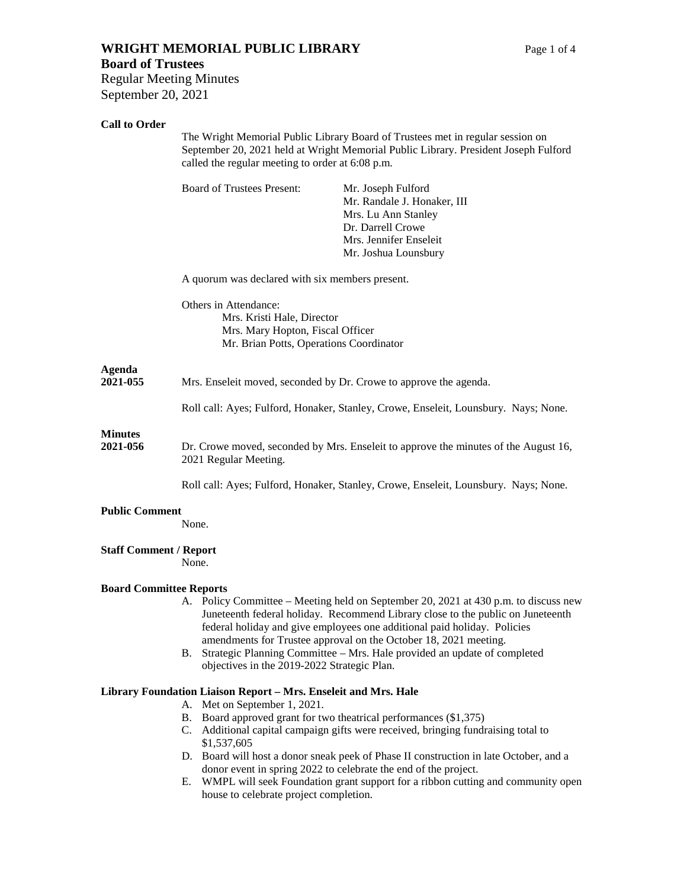# WRIGHT MEMORIAL PUBLIC LIBRARY

## Board of Trustees

Regular Meeting Minutes
September 20, 2021

**Call to Order**

The Wright Memorial Public Library Board of Trustees met in regular session on September 20, 2021 held at Wright Memorial Public Library. President Joseph Fulford called the regular meeting to order at 6:08 p.m.

Board of Trustees Present:
- Mr. Joseph Fulford
- Mr. Randale J. Honaker, III
- Mrs. Lu Ann Stanley
- Dr. Darrell Crowe
- Mrs. Jennifer Enseleit
- Mr. Joshua Lounsbury

A quorum was declared with six members present.

Others in Attendance:
- Mrs. Kristi Hale, Director
- Mrs. Mary Hopton, Fiscal Officer
- Mr. Brian Potts, Operations Coordinator

**Agenda**
**2021-055** Mrs. Enseleit moved, seconded by Dr. Crowe to approve the agenda.

Roll call: Ayes; Fulford, Honaker, Stanley, Crowe, Enseleit, Lounsbury. Nays; None.

**Minutes**
**2021-056** Dr. Crowe moved, seconded by Mrs. Enseleit to approve the minutes of the August 16, 2021 Regular Meeting.

Roll call: Ayes; Fulford, Honaker, Stanley, Crowe, Enseleit, Lounsbury. Nays; None.

**Public Comment**

None.

**Staff Comment / Report**

None.

**Board Committee Reports**

A. Policy Committee – Meeting held on September 20, 2021 at 430 p.m. to discuss new Juneteenth federal holiday. Recommend Library close to the public on Juneteenth federal holiday and give employees one additional paid holiday. Policies amendments for Trustee approval on the October 18, 2021 meeting.
B. Strategic Planning Committee – Mrs. Hale provided an update of completed objectives in the 2019-2022 Strategic Plan.

**Library Foundation Liaison Report – Mrs. Enseleit and Mrs. Hale**

A. Met on September 1, 2021.
B. Board approved grant for two theatrical performances ($1,375)
C. Additional capital campaign gifts were received, bringing fundraising total to $1,537,605
D. Board will host a donor sneak peek of Phase II construction in late October, and a donor event in spring 2022 to celebrate the end of the project.
E. WMPL will seek Foundation grant support for a ribbon cutting and community open house to celebrate project completion.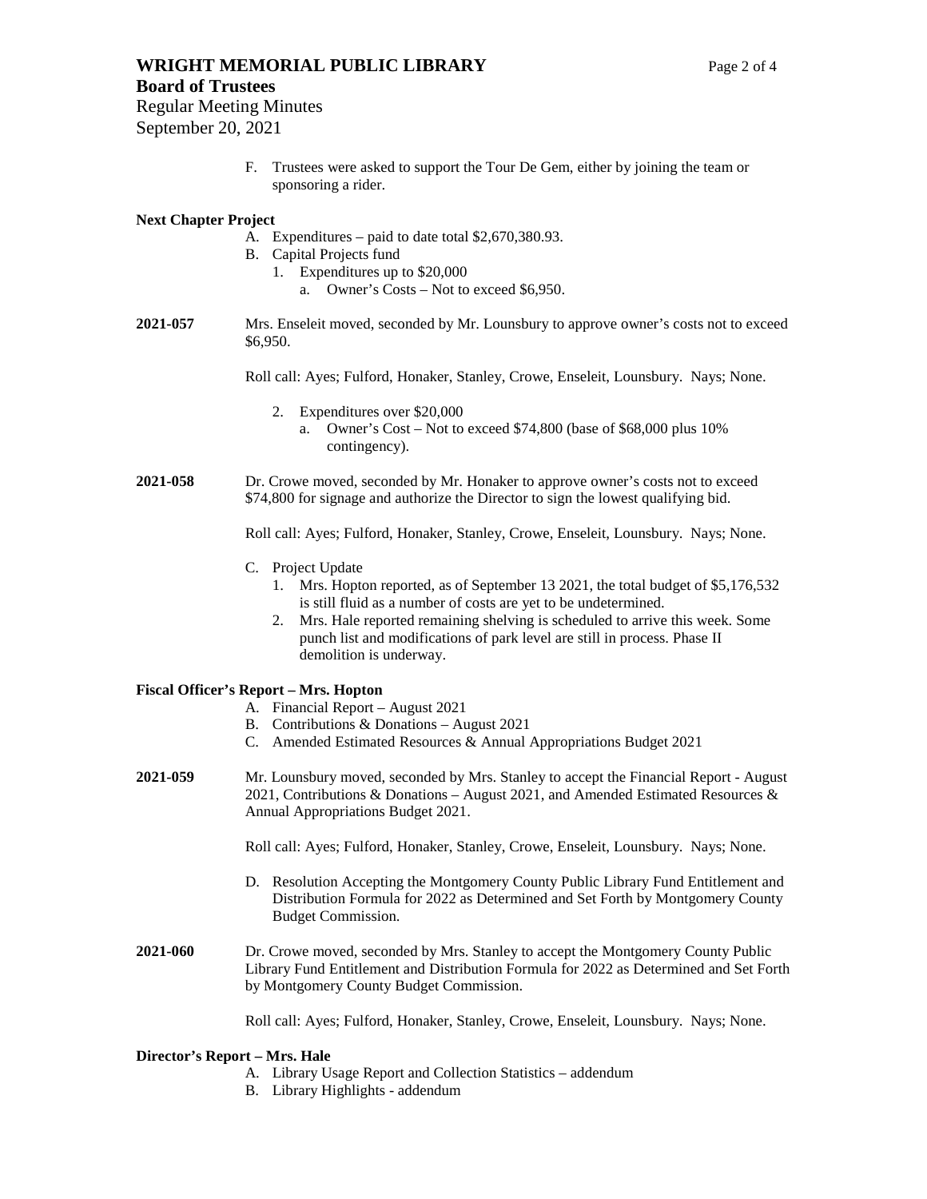F. Trustees were asked to support the Tour De Gem, either by joining the team or sponsoring a rider.

**Next Chapter Project**

A. Expenditures – paid to date total $2,670,380.93.
B. Capital Projects fund
   1. Expenditures up to $20,000
      a. Owner's Costs – Not to exceed $6,950.

**2021-057** Mrs. Enseleit moved, seconded by Mr. Lounsbury to approve owner's costs not to exceed $6,950.

Roll call: Ayes; Fulford, Honaker, Stanley, Crowe, Enseleit, Lounsbury. Nays; None.

   2. Expenditures over $20,000
      a. Owner's Cost – Not to exceed $74,800 (base of $68,000 plus 10% contingency).

**2021-058** Dr. Crowe moved, seconded by Mr. Honaker to approve owner's costs not to exceed $74,800 for signage and authorize the Director to sign the lowest qualifying bid.

Roll call: Ayes; Fulford, Honaker, Stanley, Crowe, Enseleit, Lounsbury. Nays; None.

C. Project Update
   1. Mrs. Hopton reported, as of September 13 2021, the total budget of $5,176,532 is still fluid as a number of costs are yet to be undetermined.
   2. Mrs. Hale reported remaining shelving is scheduled to arrive this week. Some punch list and modifications of park level are still in process. Phase II demolition is underway.

**Fiscal Officer's Report – Mrs. Hopton**

A. Financial Report – August 2021
B. Contributions & Donations – August 2021
C. Amended Estimated Resources & Annual Appropriations Budget 2021

**2021-059** Mr. Lounsbury moved, seconded by Mrs. Stanley to accept the Financial Report - August 2021, Contributions & Donations – August 2021, and Amended Estimated Resources & Annual Appropriations Budget 2021.

Roll call: Ayes; Fulford, Honaker, Stanley, Crowe, Enseleit, Lounsbury. Nays; None.

D. Resolution Accepting the Montgomery County Public Library Fund Entitlement and Distribution Formula for 2022 as Determined and Set Forth by Montgomery County Budget Commission.

**2021-060** Dr. Crowe moved, seconded by Mrs. Stanley to accept the Montgomery County Public Library Fund Entitlement and Distribution Formula for 2022 as Determined and Set Forth by Montgomery County Budget Commission.

Roll call: Ayes; Fulford, Honaker, Stanley, Crowe, Enseleit, Lounsbury. Nays; None.

**Director's Report – Mrs. Hale**

A. Library Usage Report and Collection Statistics – addendum
B. Library Highlights - addendum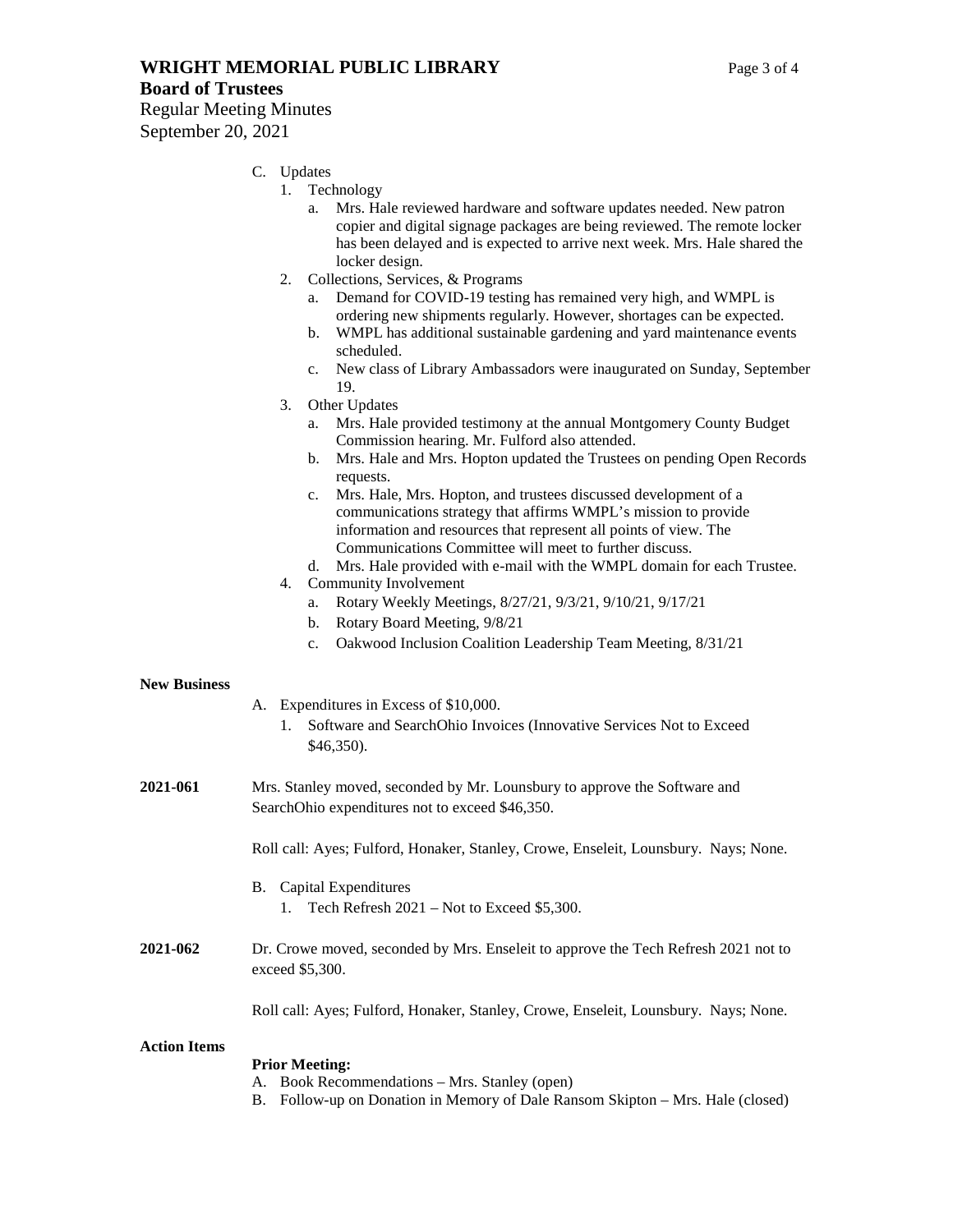C. Updates
   1. Technology
      a. Mrs. Hale reviewed hardware and software updates needed. New patron copier and digital signage packages are being reviewed. The remote locker has been delayed and is expected to arrive next week. Mrs. Hale shared the locker design.
   2. Collections, Services, & Programs
      a. Demand for COVID-19 testing has remained very high, and WMPL is ordering new shipments regularly. However, shortages can be expected.
      b. WMPL has additional sustainable gardening and yard maintenance events scheduled.
      c. New class of Library Ambassadors were inaugurated on Sunday, September 19.
   3. Other Updates
      a. Mrs. Hale provided testimony at the annual Montgomery County Budget Commission hearing. Mr. Fulford also attended.
      b. Mrs. Hale and Mrs. Hopton updated the Trustees on pending Open Records requests.
      c. Mrs. Hale, Mrs. Hopton, and trustees discussed development of a communications strategy that affirms WMPL's mission to provide information and resources that represent all points of view. The Communications Committee will meet to further discuss.
      d. Mrs. Hale provided with e-mail with the WMPL domain for each Trustee.
   4. Community Involvement
      a. Rotary Weekly Meetings, 8/27/21, 9/3/21, 9/10/21, 9/17/21
      b. Rotary Board Meeting, 9/8/21
      c. Oakwood Inclusion Coalition Leadership Team Meeting, 8/31/21

**New Business**

A. Expenditures in Excess of $10,000.
   1. Software and SearchOhio Invoices (Innovative Services Not to Exceed $46,350).

**2021-061** Mrs. Stanley moved, seconded by Mr. Lounsbury to approve the Software and SearchOhio expenditures not to exceed $46,350.

Roll call: Ayes; Fulford, Honaker, Stanley, Crowe, Enseleit, Lounsbury. Nays; None.

B. Capital Expenditures
   1. Tech Refresh 2021 – Not to Exceed $5,300.

**2021-062** Dr. Crowe moved, seconded by Mrs. Enseleit to approve the Tech Refresh 2021 not to exceed $5,300.

Roll call: Ayes; Fulford, Honaker, Stanley, Crowe, Enseleit, Lounsbury. Nays; None.

**Action Items**

**Prior Meeting:**

A. Book Recommendations – Mrs. Stanley (open)
B. Follow-up on Donation in Memory of Dale Ransom Skipton – Mrs. Hale (closed)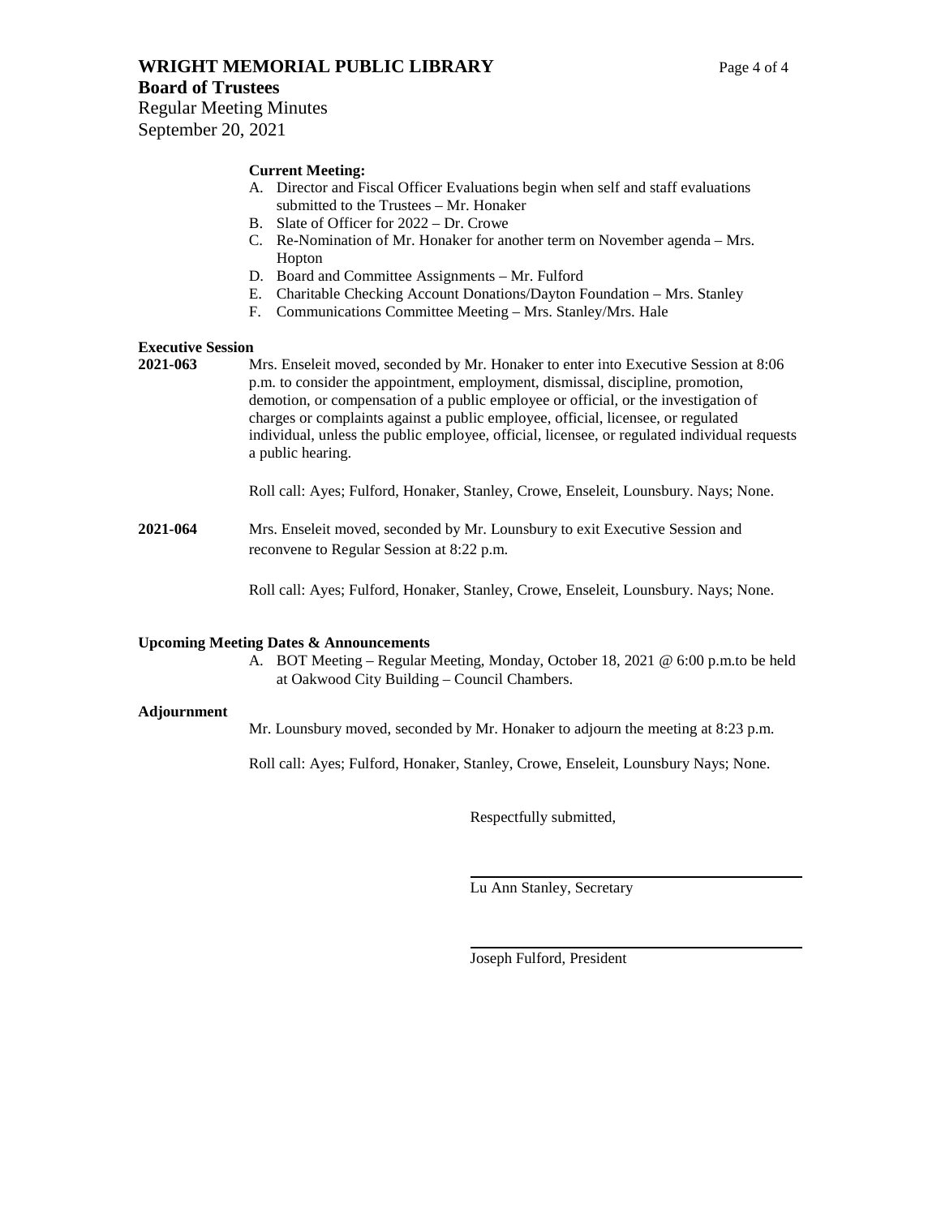**Current Meeting:**

A. Director and Fiscal Officer Evaluations begin when self and staff evaluations submitted to the Trustees – Mr. Honaker
B. Slate of Officer for 2022 – Dr. Crowe
C. Re-Nomination of Mr. Honaker for another term on November agenda – Mrs. Hopton
D. Board and Committee Assignments – Mr. Fulford
E. Charitable Checking Account Donations/Dayton Foundation – Mrs. Stanley
F. Communications Committee Meeting – Mrs. Stanley/Mrs. Hale

**Executive Session**

**2021-063** Mrs. Enseleit moved, seconded by Mr. Honaker to enter into Executive Session at 8:06 p.m. to consider the appointment, employment, dismissal, discipline, promotion, demotion, or compensation of a public employee or official, or the investigation of charges or complaints against a public employee, official, licensee, or regulated individual, unless the public employee, official, licensee, or regulated individual requests a public hearing.

Roll call: Ayes; Fulford, Honaker, Stanley, Crowe, Enseleit, Lounsbury. Nays; None.

**2021-064** Mrs. Enseleit moved, seconded by Mr. Lounsbury to exit Executive Session and reconvene to Regular Session at 8:22 p.m.

Roll call: Ayes; Fulford, Honaker, Stanley, Crowe, Enseleit, Lounsbury. Nays; None.

**Upcoming Meeting Dates & Announcements**

A. BOT Meeting – Regular Meeting, Monday, October 18, 2021 @ 6:00 p.m.to be held at Oakwood City Building – Council Chambers.

**Adjournment**

Mr. Lounsbury moved, seconded by Mr. Honaker to adjourn the meeting at 8:23 p.m.

Roll call: Ayes; Fulford, Honaker, Stanley, Crowe, Enseleit, Lounsbury Nays; None.

Respectfully submitted,

Lu Ann Stanley, Secretary

Joseph Fulford, President